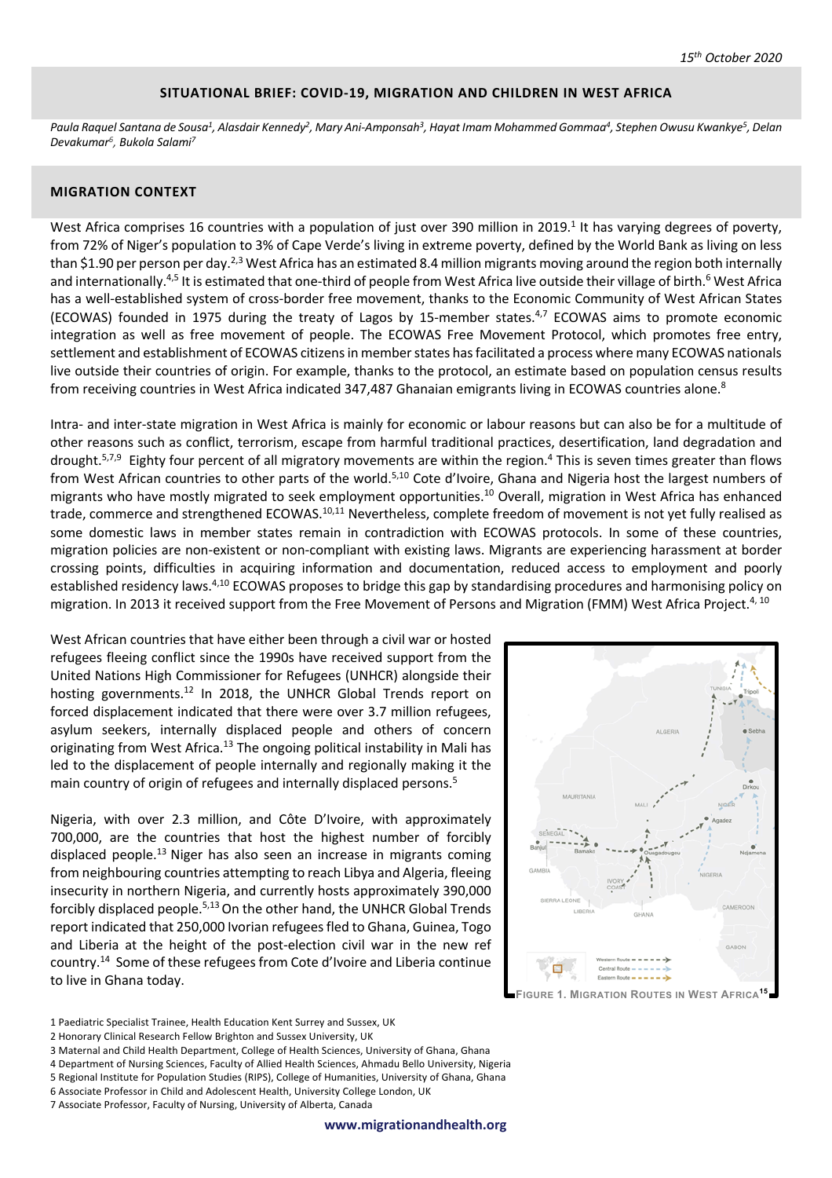*15th October 2020*

# SITUATIONAL BRIEF: COVID-19, MIGRATION AND CHILDREN IN WEST AFRICA

*Paula Raquel Santana de Sousa[1], Alasdair Kennedy[2], Mary Ani-Amponsah[3], Hayat Imam Mohammed Gommaa[4], Stephen Owusu Kwankye[5], Delan Devakumar[6], Bukola Salami[7]*

## MIGRATION CONTEXT

West Africa comprises 16 countries with a population of just over 390 million in 2019.[1] It has varying degrees of poverty, from 72% of Niger's population to 3% of Cape Verde's living in extreme poverty, defined by the World Bank as living on less than $1.90 per person per day.[2,3] West Africa has an estimated 8.4 million migrants moving around the region both internally and internationally.[4,5] It is estimated that one-third of people from West Africa live outside their village of birth.[6] West Africa has a well-established system of cross-border free movement, thanks to the Economic Community of West African States (ECOWAS) founded in 1975 during the treaty of Lagos by 15-member states.[4,7] ECOWAS aims to promote economic integration as well as free movement of people. The ECOWAS Free Movement Protocol, which promotes free entry, settlement and establishment of ECOWAS citizens in member states has facilitated a process where many ECOWAS nationals live outside their countries of origin. For example, thanks to the protocol, an estimate based on population census results from receiving countries in West Africa indicated 347,487 Ghanaian emigrants living in ECOWAS countries alone.[8]

Intra- and inter-state migration in West Africa is mainly for economic or labour reasons but can also be for a multitude of other reasons such as conflict, terrorism, escape from harmful traditional practices, desertification, land degradation and drought.[5,7,9] Eighty four percent of all migratory movements are within the region.[4] This is seven times greater than flows from West African countries to other parts of the world.[5,10] Cote d'Ivoire, Ghana and Nigeria host the largest numbers of migrants who have mostly migrated to seek employment opportunities.[10] Overall, migration in West Africa has enhanced trade, commerce and strengthened ECOWAS.[10,11] Nevertheless, complete freedom of movement is not yet fully realised as some domestic laws in member states remain in contradiction with ECOWAS protocols. In some of these countries, migration policies are non-existent or non-compliant with existing laws. Migrants are experiencing harassment at border crossing points, difficulties in acquiring information and documentation, reduced access to employment and poorly established residency laws.[4,10] ECOWAS proposes to bridge this gap by standardising procedures and harmonising policy on migration. In 2013 it received support from the Free Movement of Persons and Migration (FMM) West Africa Project.[4, 10]

West African countries that have either been through a civil war or hosted refugees fleeing conflict since the 1990s have received support from the United Nations High Commissioner for Refugees (UNHCR) alongside their hosting governments.[12] In 2018, the UNHCR Global Trends report on forced displacement indicated that there were over 3.7 million refugees, asylum seekers, internally displaced people and others of concern originating from West Africa.[13] The ongoing political instability in Mali has led to the displacement of people internally and regionally making it the main country of origin of refugees and internally displaced persons.[5]

Nigeria, with over 2.3 million, and Côte D'Ivoire, with approximately 700,000, are the countries that host the highest number of forcibly displaced people.[13] Niger has also seen an increase in migrants coming from neighbouring countries attempting to reach Libya and Algeria, fleeing insecurity in northern Nigeria, and currently hosts approximately 390,000 forcibly displaced people.[5,13] On the other hand, the UNHCR Global Trends report indicated that 250,000 Ivorian refugees fled to Ghana, Guinea, Togo and Liberia at the height of the post-election civil war in the new ref country.[14] Some of these refugees from Cote d'Ivoire and Liberia continue to live in Ghana today.

FIGURE 1. MIGRATION ROUTES IN WEST AFRICA[15]

1 Paediatric Specialist Trainee, Health Education Kent Surrey and Sussex, UK
2 Honorary Clinical Research Fellow Brighton and Sussex University, UK
3 Maternal and Child Health Department, College of Health Sciences, University of Ghana, Ghana
4 Department of Nursing Sciences, Faculty of Allied Health Sciences, Ahmadu Bello University, Nigeria
5 Regional Institute for Population Studies (RIPS), College of Humanities, University of Ghana, Ghana
6 Associate Professor in Child and Adolescent Health, University College London, UK
7 Associate Professor, Faculty of Nursing, University of Alberta, Canada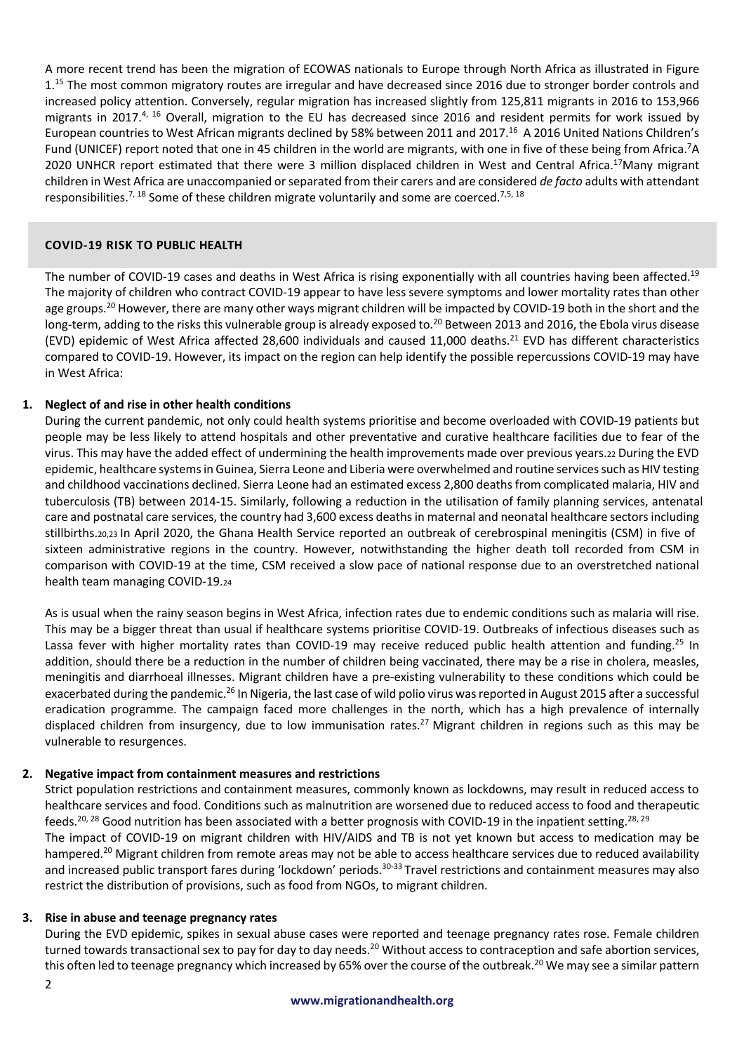A more recent trend has been the migration of ECOWAS nationals to Europe through North Africa as illustrated in Figure 1.[15] The most common migratory routes are irregular and have decreased since 2016 due to stronger border controls and increased policy attention. Conversely, regular migration has increased slightly from 125,811 migrants in 2016 to 153,966 migrants in 2017.[4, 16] Overall, migration to the EU has decreased since 2016 and resident permits for work issued by European countries to West African migrants declined by 58% between 2011 and 2017.[16] A 2016 United Nations Children's Fund (UNICEF) report noted that one in 45 children in the world are migrants, with one in five of these being from Africa.[7] A 2020 UNHCR report estimated that there were 3 million displaced children in West and Central Africa.[17] Many migrant children in West Africa are unaccompanied or separated from their carers and are considered *de facto* adults with attendant responsibilities.[7, 18] Some of these children migrate voluntarily and some are coerced.[7,5, 18]

## COVID-19 RISK TO PUBLIC HEALTH

The number of COVID-19 cases and deaths in West Africa is rising exponentially with all countries having been affected.[19] The majority of children who contract COVID-19 appear to have less severe symptoms and lower mortality rates than other age groups.[20] However, there are many other ways migrant children will be impacted by COVID-19 both in the short and the long-term, adding to the risks this vulnerable group is already exposed to.[20] Between 2013 and 2016, the Ebola virus disease (EVD) epidemic of West Africa affected 28,600 individuals and caused 11,000 deaths.[21] EVD has different characteristics compared to COVID-19. However, its impact on the region can help identify the possible repercussions COVID-19 may have in West Africa:

1. **Neglect of and rise in other health conditions**

   During the current pandemic, not only could health systems prioritise and become overloaded with COVID-19 patients but people may be less likely to attend hospitals and other preventative and curative healthcare facilities due to fear of the virus. This may have the added effect of undermining the health improvements made over previous years.[22] During the EVD epidemic, healthcare systems in Guinea, Sierra Leone and Liberia were overwhelmed and routine services such as HIV testing and childhood vaccinations declined. Sierra Leone had an estimated excess 2,800 deaths from complicated malaria, HIV and tuberculosis (TB) between 2014-15. Similarly, following a reduction in the utilisation of family planning services, antenatal care and postnatal care services, the country had 3,600 excess deaths in maternal and neonatal healthcare sectors including stillbirths.[20,23] In April 2020, the Ghana Health Service reported an outbreak of cerebrospinal meningitis (CSM) in five of sixteen administrative regions in the country. However, notwithstanding the higher death toll recorded from CSM in comparison with COVID-19 at the time, CSM received a slow pace of national response due to an overstretched national health team managing COVID-19.[24]

   As is usual when the rainy season begins in West Africa, infection rates due to endemic conditions such as malaria will rise. This may be a bigger threat than usual if healthcare systems prioritise COVID-19. Outbreaks of infectious diseases such as Lassa fever with higher mortality rates than COVID-19 may receive reduced public health attention and funding.[25] In addition, should there be a reduction in the number of children being vaccinated, there may be a rise in cholera, measles, meningitis and diarrhoeal illnesses. Migrant children have a pre-existing vulnerability to these conditions which could be exacerbated during the pandemic.[26] In Nigeria, the last case of wild polio virus was reported in August 2015 after a successful eradication programme. The campaign faced more challenges in the north, which has a high prevalence of internally displaced children from insurgency, due to low immunisation rates.[27] Migrant children in regions such as this may be vulnerable to resurgences.

2. **Negative impact from containment measures and restrictions**

   Strict population restrictions and containment measures, commonly known as lockdowns, may result in reduced access to healthcare services and food. Conditions such as malnutrition are worsened due to reduced access to food and therapeutic feeds.[20, 28] Good nutrition has been associated with a better prognosis with COVID-19 in the inpatient setting.[28, 29]

   The impact of COVID-19 on migrant children with HIV/AIDS and TB is not yet known but access to medication may be hampered.[20] Migrant children from remote areas may not be able to access healthcare services due to reduced availability and increased public transport fares during 'lockdown' periods.[30-33] Travel restrictions and containment measures may also restrict the distribution of provisions, such as food from NGOs, to migrant children.

3. **Rise in abuse and teenage pregnancy rates**

   During the EVD epidemic, spikes in sexual abuse cases were reported and teenage pregnancy rates rose. Female children turned towards transactional sex to pay for day to day needs.[20] Without access to contraception and safe abortion services, this often led to teenage pregnancy which increased by 65% over the course of the outbreak.[20] We may see a similar pattern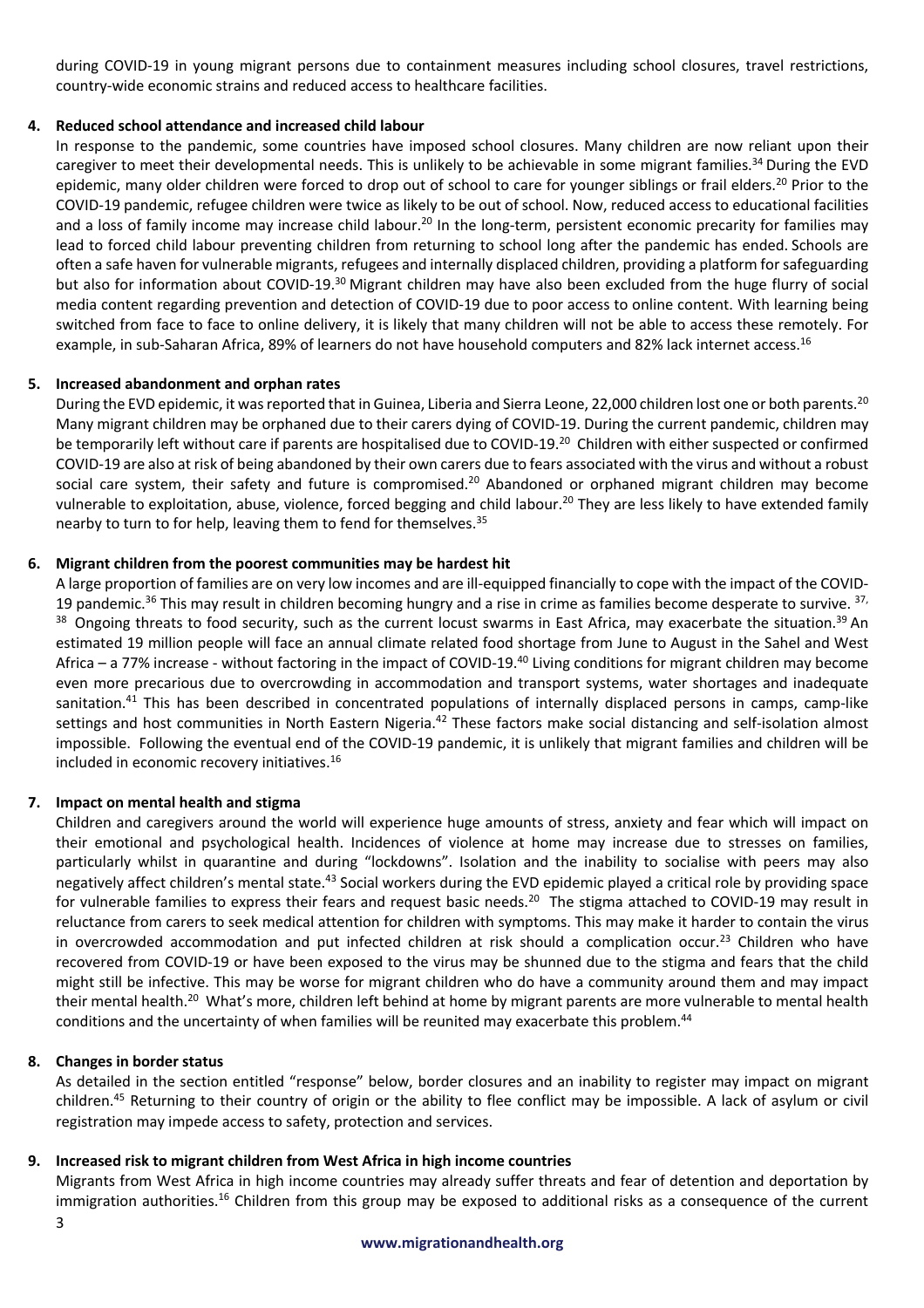during COVID-19 in young migrant persons due to containment measures including school closures, travel restrictions, country-wide economic strains and reduced access to healthcare facilities.

4. **Reduced school attendance and increased child labour**

In response to the pandemic, some countries have imposed school closures. Many children are now reliant upon their caregiver to meet their developmental needs. This is unlikely to be achievable in some migrant families.[34] During the EVD epidemic, many older children were forced to drop out of school to care for younger siblings or frail elders.[20] Prior to the COVID-19 pandemic, refugee children were twice as likely to be out of school. Now, reduced access to educational facilities and a loss of family income may increase child labour.[20] In the long-term, persistent economic precarity for families may lead to forced child labour preventing children from returning to school long after the pandemic has ended. Schools are often a safe haven for vulnerable migrants, refugees and internally displaced children, providing a platform for safeguarding but also for information about COVID-19.[30] Migrant children may have also been excluded from the huge flurry of social media content regarding prevention and detection of COVID-19 due to poor access to online content. With learning being switched from face to face to online delivery, it is likely that many children will not be able to access these remotely. For example, in sub-Saharan Africa, 89% of learners do not have household computers and 82% lack internet access.[16]

5. **Increased abandonment and orphan rates**

During the EVD epidemic, it was reported that in Guinea, Liberia and Sierra Leone, 22,000 children lost one or both parents.[20] Many migrant children may be orphaned due to their carers dying of COVID-19. During the current pandemic, children may be temporarily left without care if parents are hospitalised due to COVID-19.[20] Children with either suspected or confirmed COVID-19 are also at risk of being abandoned by their own carers due to fears associated with the virus and without a robust social care system, their safety and future is compromised.[20] Abandoned or orphaned migrant children may become vulnerable to exploitation, abuse, violence, forced begging and child labour.[20] They are less likely to have extended family nearby to turn to for help, leaving them to fend for themselves.[35]

6. **Migrant children from the poorest communities may be hardest hit**

A large proportion of families are on very low incomes and are ill-equipped financially to cope with the impact of the COVID-19 pandemic.[36] This may result in children becoming hungry and a rise in crime as families become desperate to survive.[37,38] Ongoing threats to food security, such as the current locust swarms in East Africa, may exacerbate the situation.[39] An estimated 19 million people will face an annual climate related food shortage from June to August in the Sahel and West Africa – a 77% increase - without factoring in the impact of COVID-19.[40] Living conditions for migrant children may become even more precarious due to overcrowding in accommodation and transport systems, water shortages and inadequate sanitation.[41] This has been described in concentrated populations of internally displaced persons in camps, camp-like settings and host communities in North Eastern Nigeria.[42] These factors make social distancing and self-isolation almost impossible. Following the eventual end of the COVID-19 pandemic, it is unlikely that migrant families and children will be included in economic recovery initiatives.[16]

7. **Impact on mental health and stigma**

Children and caregivers around the world will experience huge amounts of stress, anxiety and fear which will impact on their emotional and psychological health. Incidences of violence at home may increase due to stresses on families, particularly whilst in quarantine and during "lockdowns". Isolation and the inability to socialise with peers may also negatively affect children's mental state.[43] Social workers during the EVD epidemic played a critical role by providing space for vulnerable families to express their fears and request basic needs.[20] The stigma attached to COVID-19 may result in reluctance from carers to seek medical attention for children with symptoms. This may make it harder to contain the virus in overcrowded accommodation and put infected children at risk should a complication occur.[23] Children who have recovered from COVID-19 or have been exposed to the virus may be shunned due to the stigma and fears that the child might still be infective. This may be worse for migrant children who do have a community around them and may impact their mental health.[20] What's more, children left behind at home by migrant parents are more vulnerable to mental health conditions and the uncertainty of when families will be reunited may exacerbate this problem.[44]

8. **Changes in border status**

As detailed in the section entitled "response" below, border closures and an inability to register may impact on migrant children.[45] Returning to their country of origin or the ability to flee conflict may be impossible. A lack of asylum or civil registration may impede access to safety, protection and services.

9. **Increased risk to migrant children from West Africa in high income countries**

Migrants from West Africa in high income countries may already suffer threats and fear of detention and deportation by immigration authorities.[16] Children from this group may be exposed to additional risks as a consequence of the current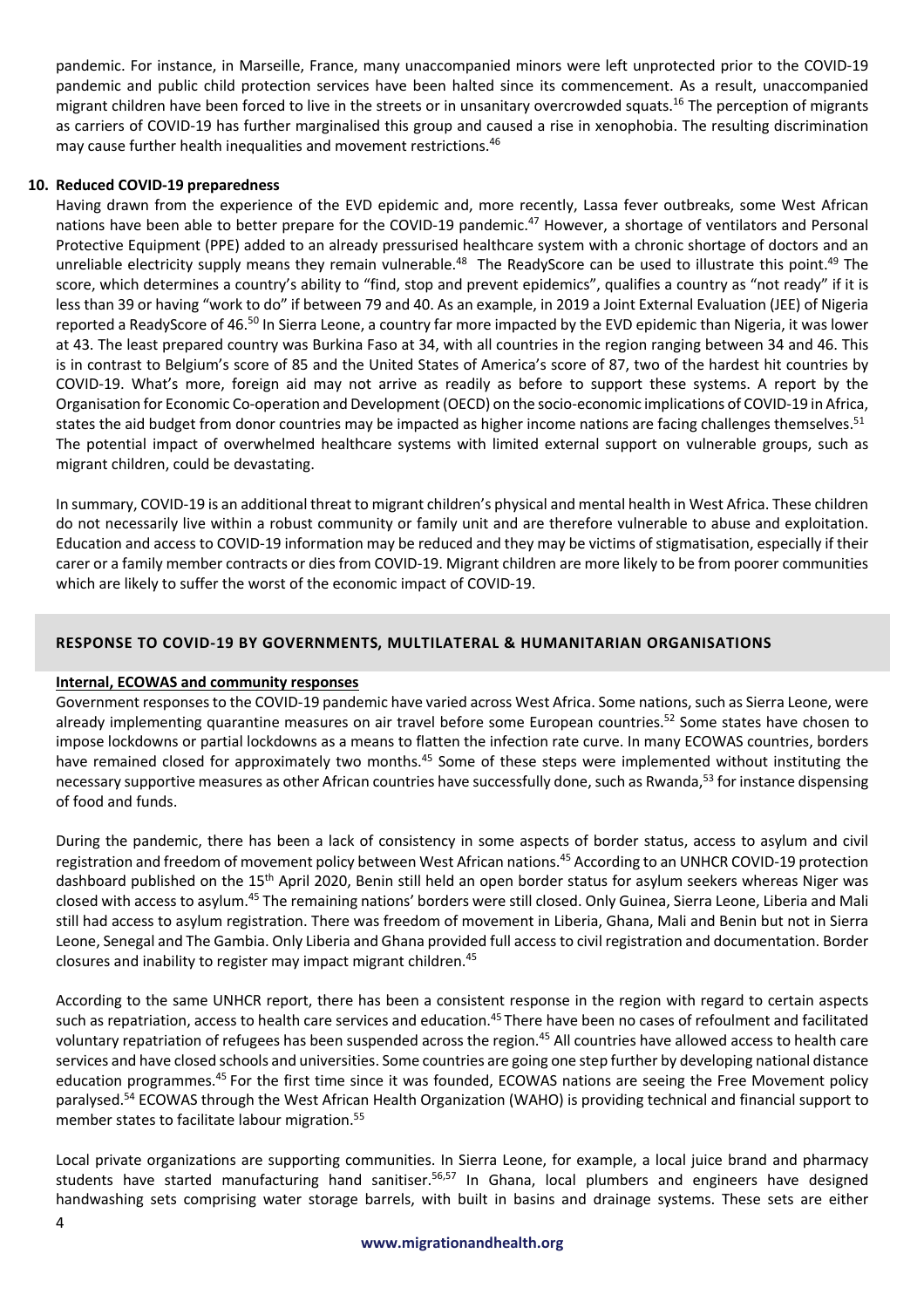pandemic. For instance, in Marseille, France, many unaccompanied minors were left unprotected prior to the COVID-19 pandemic and public child protection services have been halted since its commencement. As a result, unaccompanied migrant children have been forced to live in the streets or in unsanitary overcrowded squats.[16] The perception of migrants as carriers of COVID-19 has further marginalised this group and caused a rise in xenophobia. The resulting discrimination may cause further health inequalities and movement restrictions.[46]

**10. Reduced COVID-19 preparedness**

Having drawn from the experience of the EVD epidemic and, more recently, Lassa fever outbreaks, some West African nations have been able to better prepare for the COVID-19 pandemic.[47] However, a shortage of ventilators and Personal Protective Equipment (PPE) added to an already pressurised healthcare system with a chronic shortage of doctors and an unreliable electricity supply means they remain vulnerable.[48] The ReadyScore can be used to illustrate this point.[49] The score, which determines a country's ability to "find, stop and prevent epidemics", qualifies a country as "not ready" if it is less than 39 or having "work to do" if between 79 and 40. As an example, in 2019 a Joint External Evaluation (JEE) of Nigeria reported a ReadyScore of 46.[50] In Sierra Leone, a country far more impacted by the EVD epidemic than Nigeria, it was lower at 43. The least prepared country was Burkina Faso at 34, with all countries in the region ranging between 34 and 46. This is in contrast to Belgium's score of 85 and the United States of America's score of 87, two of the hardest hit countries by COVID-19. What's more, foreign aid may not arrive as readily as before to support these systems. A report by the Organisation for Economic Co-operation and Development (OECD) on the socio-economic implications of COVID-19 in Africa, states the aid budget from donor countries may be impacted as higher income nations are facing challenges themselves.[51] The potential impact of overwhelmed healthcare systems with limited external support on vulnerable groups, such as migrant children, could be devastating.

In summary, COVID-19 is an additional threat to migrant children's physical and mental health in West Africa. These children do not necessarily live within a robust community or family unit and are therefore vulnerable to abuse and exploitation. Education and access to COVID-19 information may be reduced and they may be victims of stigmatisation, especially if their carer or a family member contracts or dies from COVID-19. Migrant children are more likely to be from poorer communities which are likely to suffer the worst of the economic impact of COVID-19.

## RESPONSE TO COVID-19 BY GOVERNMENTS, MULTILATERAL & HUMANITARIAN ORGANISATIONS

**Internal, ECOWAS and community responses**

Government responses to the COVID-19 pandemic have varied across West Africa. Some nations, such as Sierra Leone, were already implementing quarantine measures on air travel before some European countries.[52] Some states have chosen to impose lockdowns or partial lockdowns as a means to flatten the infection rate curve. In many ECOWAS countries, borders have remained closed for approximately two months.[45] Some of these steps were implemented without instituting the necessary supportive measures as other African countries have successfully done, such as Rwanda,[53] for instance dispensing of food and funds.

During the pandemic, there has been a lack of consistency in some aspects of border status, access to asylum and civil registration and freedom of movement policy between West African nations.[45] According to an UNHCR COVID-19 protection dashboard published on the 15th April 2020, Benin still held an open border status for asylum seekers whereas Niger was closed with access to asylum.[45] The remaining nations' borders were still closed. Only Guinea, Sierra Leone, Liberia and Mali still had access to asylum registration. There was freedom of movement in Liberia, Ghana, Mali and Benin but not in Sierra Leone, Senegal and The Gambia. Only Liberia and Ghana provided full access to civil registration and documentation. Border closures and inability to register may impact migrant children.[45]

According to the same UNHCR report, there has been a consistent response in the region with regard to certain aspects such as repatriation, access to health care services and education.[45] There have been no cases of refoulment and facilitated voluntary repatriation of refugees has been suspended across the region.[45] All countries have allowed access to health care services and have closed schools and universities. Some countries are going one step further by developing national distance education programmes.[45] For the first time since it was founded, ECOWAS nations are seeing the Free Movement policy paralysed.[54] ECOWAS through the West African Health Organization (WAHO) is providing technical and financial support to member states to facilitate labour migration.[55]

Local private organizations are supporting communities. In Sierra Leone, for example, a local juice brand and pharmacy students have started manufacturing hand sanitiser.[56,57] In Ghana, local plumbers and engineers have designed handwashing sets comprising water storage barrels, with built in basins and drainage systems. These sets are either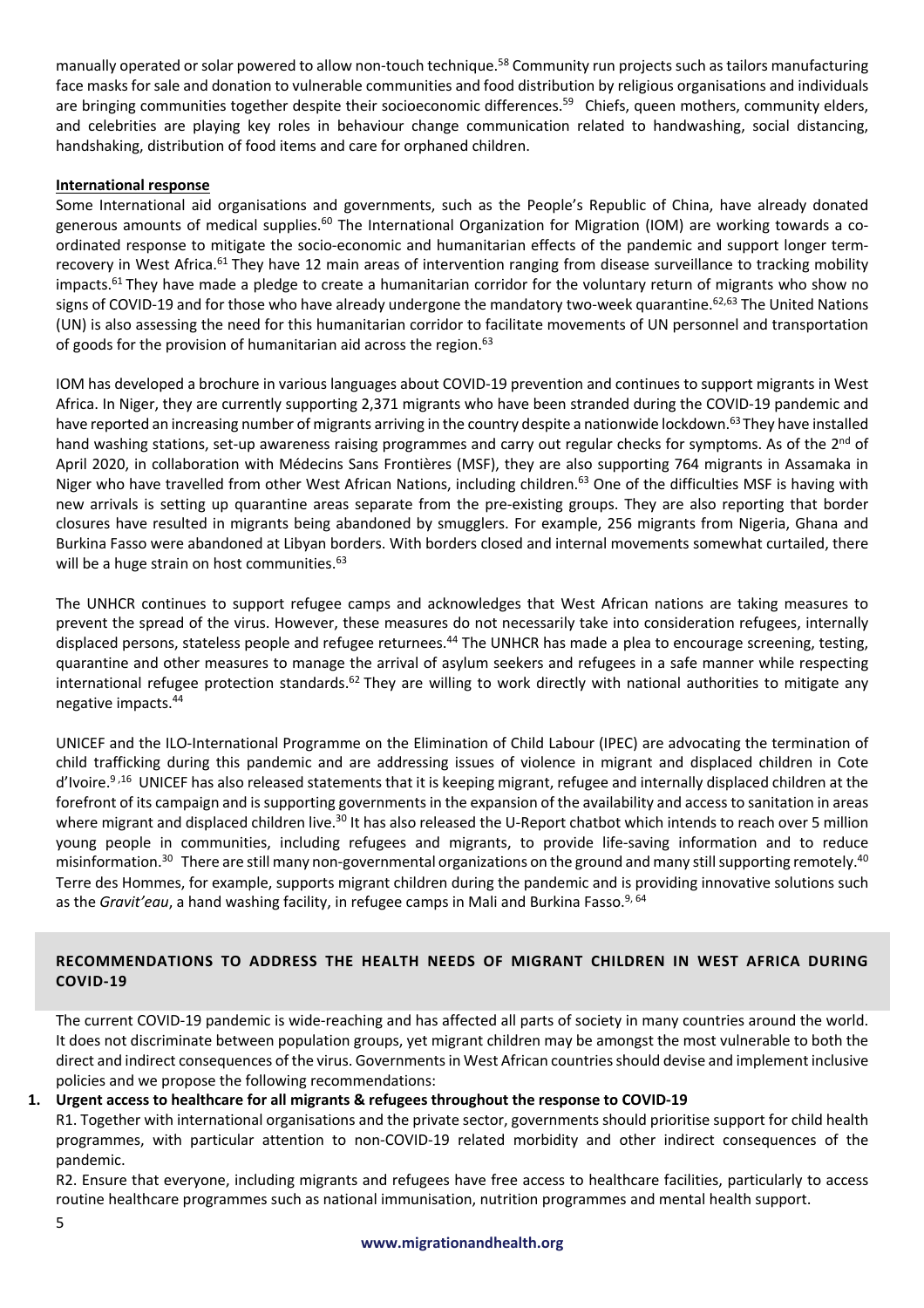manually operated or solar powered to allow non-touch technique.[58] Community run projects such as tailors manufacturing face masks for sale and donation to vulnerable communities and food distribution by religious organisations and individuals are bringing communities together despite their socioeconomic differences.[59] Chiefs, queen mothers, community elders, and celebrities are playing key roles in behaviour change communication related to handwashing, social distancing, handshaking, distribution of food items and care for orphaned children.

**International response**

Some International aid organisations and governments, such as the People's Republic of China, have already donated generous amounts of medical supplies.[60] The International Organization for Migration (IOM) are working towards a co-ordinated response to mitigate the socio-economic and humanitarian effects of the pandemic and support longer term-recovery in West Africa.[61] They have 12 main areas of intervention ranging from disease surveillance to tracking mobility impacts.[61] They have made a pledge to create a humanitarian corridor for the voluntary return of migrants who show no signs of COVID-19 and for those who have already undergone the mandatory two-week quarantine.[62,63] The United Nations (UN) is also assessing the need for this humanitarian corridor to facilitate movements of UN personnel and transportation of goods for the provision of humanitarian aid across the region.[63]

IOM has developed a brochure in various languages about COVID-19 prevention and continues to support migrants in West Africa. In Niger, they are currently supporting 2,371 migrants who have been stranded during the COVID-19 pandemic and have reported an increasing number of migrants arriving in the country despite a nationwide lockdown.[63] They have installed hand washing stations, set-up awareness raising programmes and carry out regular checks for symptoms. As of the 2nd of April 2020, in collaboration with Médecins Sans Frontières (MSF), they are also supporting 764 migrants in Assamaka in Niger who have travelled from other West African Nations, including children.[63] One of the difficulties MSF is having with new arrivals is setting up quarantine areas separate from the pre-existing groups. They are also reporting that border closures have resulted in migrants being abandoned by smugglers. For example, 256 migrants from Nigeria, Ghana and Burkina Fasso were abandoned at Libyan borders. With borders closed and internal movements somewhat curtailed, there will be a huge strain on host communities.[63]

The UNHCR continues to support refugee camps and acknowledges that West African nations are taking measures to prevent the spread of the virus. However, these measures do not necessarily take into consideration refugees, internally displaced persons, stateless people and refugee returnees.[44] The UNHCR has made a plea to encourage screening, testing, quarantine and other measures to manage the arrival of asylum seekers and refugees in a safe manner while respecting international refugee protection standards.[62] They are willing to work directly with national authorities to mitigate any negative impacts.[44]

UNICEF and the ILO-International Programme on the Elimination of Child Labour (IPEC) are advocating the termination of child trafficking during this pandemic and are addressing issues of violence in migrant and displaced children in Cote d'Ivoire.[9,16] UNICEF has also released statements that it is keeping migrant, refugee and internally displaced children at the forefront of its campaign and is supporting governments in the expansion of the availability and access to sanitation in areas where migrant and displaced children live.[30] It has also released the U-Report chatbot which intends to reach over 5 million young people in communities, including refugees and migrants, to provide life-saving information and to reduce misinformation.[30] There are still many non-governmental organizations on the ground and many still supporting remotely.[40] Terre des Hommes, for example, supports migrant children during the pandemic and is providing innovative solutions such as the *Gravit'eau*, a hand washing facility, in refugee camps in Mali and Burkina Fasso.[9, 64]

## RECOMMENDATIONS TO ADDRESS THE HEALTH NEEDS OF MIGRANT CHILDREN IN WEST AFRICA DURING COVID-19

The current COVID-19 pandemic is wide-reaching and has affected all parts of society in many countries around the world. It does not discriminate between population groups, yet migrant children may be amongst the most vulnerable to both the direct and indirect consequences of the virus. Governments in West African countries should devise and implement inclusive policies and we propose the following recommendations:

1. **Urgent access to healthcare for all migrants & refugees throughout the response to COVID-19**

   R1. Together with international organisations and the private sector, governments should prioritise support for child health programmes, with particular attention to non-COVID-19 related morbidity and other indirect consequences of the pandemic.

   R2. Ensure that everyone, including migrants and refugees have free access to healthcare facilities, particularly to access routine healthcare programmes such as national immunisation, nutrition programmes and mental health support.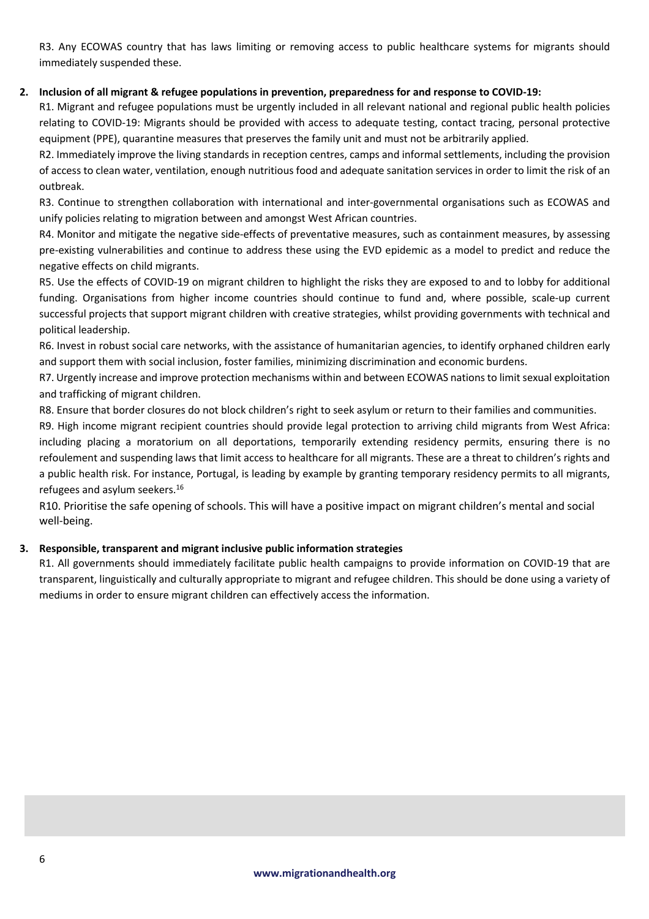R3. Any ECOWAS country that has laws limiting or removing access to public healthcare systems for migrants should immediately suspended these.

2. **Inclusion of all migrant & refugee populations in prevention, preparedness for and response to COVID-19:**

   R1. Migrant and refugee populations must be urgently included in all relevant national and regional public health policies relating to COVID-19: Migrants should be provided with access to adequate testing, contact tracing, personal protective equipment (PPE), quarantine measures that preserves the family unit and must not be arbitrarily applied.

   R2. Immediately improve the living standards in reception centres, camps and informal settlements, including the provision of access to clean water, ventilation, enough nutritious food and adequate sanitation services in order to limit the risk of an outbreak.

   R3. Continue to strengthen collaboration with international and inter-governmental organisations such as ECOWAS and unify policies relating to migration between and amongst West African countries.

   R4. Monitor and mitigate the negative side-effects of preventative measures, such as containment measures, by assessing pre-existing vulnerabilities and continue to address these using the EVD epidemic as a model to predict and reduce the negative effects on child migrants.

   R5. Use the effects of COVID-19 on migrant children to highlight the risks they are exposed to and to lobby for additional funding. Organisations from higher income countries should continue to fund and, where possible, scale-up current successful projects that support migrant children with creative strategies, whilst providing governments with technical and political leadership.

   R6. Invest in robust social care networks, with the assistance of humanitarian agencies, to identify orphaned children early and support them with social inclusion, foster families, minimizing discrimination and economic burdens.

   R7. Urgently increase and improve protection mechanisms within and between ECOWAS nations to limit sexual exploitation and trafficking of migrant children.

   R8. Ensure that border closures do not block children's right to seek asylum or return to their families and communities.

   R9. High income migrant recipient countries should provide legal protection to arriving child migrants from West Africa: including placing a moratorium on all deportations, temporarily extending residency permits, ensuring there is no refoulement and suspending laws that limit access to healthcare for all migrants. These are a threat to children's rights and a public health risk. For instance, Portugal, is leading by example by granting temporary residency permits to all migrants, refugees and asylum seekers.[16]

   R10. Prioritise the safe opening of schools. This will have a positive impact on migrant children's mental and social well-being.

3. **Responsible, transparent and migrant inclusive public information strategies**

   R1. All governments should immediately facilitate public health campaigns to provide information on COVID-19 that are transparent, linguistically and culturally appropriate to migrant and refugee children. This should be done using a variety of mediums in order to ensure migrant children can effectively access the information.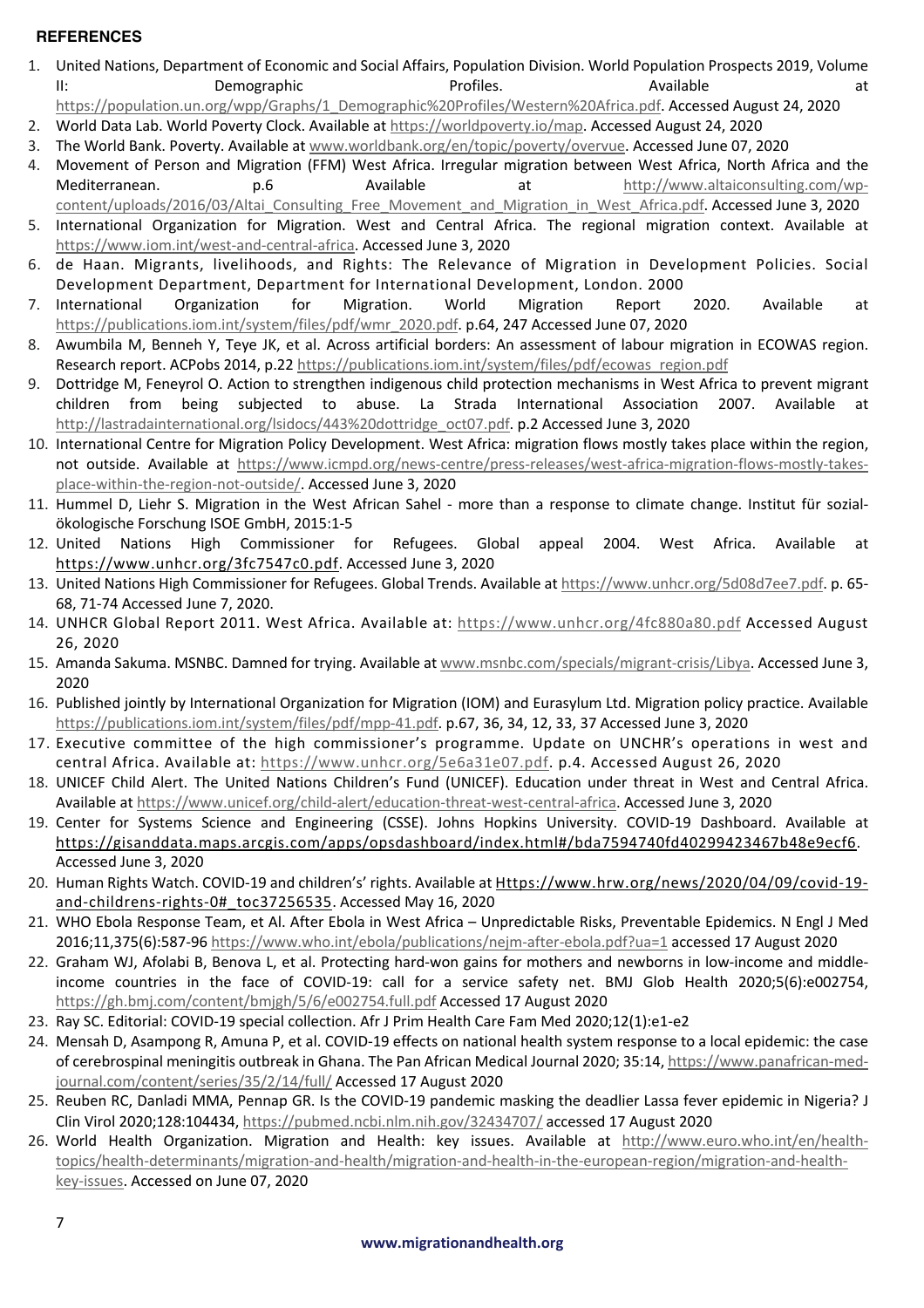## REFERENCES

1. United Nations, Department of Economic and Social Affairs, Population Division. World Population Prospects 2019, Volume II: Demographic Profiles. Available at https://population.un.org/wpp/Graphs/1_Demographic%20Profiles/Western%20Africa.pdf. Accessed August 24, 2020
2. World Data Lab. World Poverty Clock. Available at https://worldpoverty.io/map. Accessed August 24, 2020
3. The World Bank. Poverty. Available at www.worldbank.org/en/topic/poverty/overvue. Accessed June 07, 2020
4. Movement of Person and Migration (FFM) West Africa. Irregular migration between West Africa, North Africa and the Mediterranean. p.6 Available at http://www.altaiconsulting.com/wp-content/uploads/2016/03/Altai_Consulting_Free_Movement_and_Migration_in_West_Africa.pdf. Accessed June 3, 2020
5. International Organization for Migration. West and Central Africa. The regional migration context. Available at https://www.iom.int/west-and-central-africa. Accessed June 3, 2020
6. de Haan. Migrants, livelihoods, and Rights: The Relevance of Migration in Development Policies. Social Development Department, Department for International Development, London. 2000
7. International Organization for Migration. World Migration Report 2020. Available at https://publications.iom.int/system/files/pdf/wmr_2020.pdf. p.64, 247 Accessed June 07, 2020
8. Awumbila M, Benneh Y, Teye JK, et al. Across artificial borders: An assessment of labour migration in ECOWAS region. Research report. ACPobs 2014, p.22 https://publications.iom.int/system/files/pdf/ecowas_region.pdf
9. Dottridge M, Feneyrol O. Action to strengthen indigenous child protection mechanisms in West Africa to prevent migrant children from being subjected to abuse. La Strada International Association 2007. Available at http://lastradainternational.org/lsidocs/443%20dottridge_oct07.pdf. p.2 Accessed June 3, 2020
10. International Centre for Migration Policy Development. West Africa: migration flows mostly takes place within the region, not outside. Available at https://www.icmpd.org/news-centre/press-releases/west-africa-migration-flows-mostly-takes-place-within-the-region-not-outside/. Accessed June 3, 2020
11. Hummel D, Liehr S. Migration in the West African Sahel - more than a response to climate change. Institut für sozial-ökologische Forschung ISOE GmbH, 2015:1-5
12. United Nations High Commissioner for Refugees. Global appeal 2004. West Africa. Available at https://www.unhcr.org/3fc7547c0.pdf. Accessed June 3, 2020
13. United Nations High Commissioner for Refugees. Global Trends. Available at https://www.unhcr.org/5d08d7ee7.pdf. p. 65-68, 71-74 Accessed June 7, 2020.
14. UNHCR Global Report 2011. West Africa. Available at: https://www.unhcr.org/4fc880a80.pdf Accessed August 26, 2020
15. Amanda Sakuma. MSNBC. Damned for trying. Available at www.msnbc.com/specials/migrant-crisis/Libya. Accessed June 3, 2020
16. Published jointly by International Organization for Migration (IOM) and Eurasylum Ltd. Migration policy practice. Available https://publications.iom.int/system/files/pdf/mpp-41.pdf. p.67, 36, 34, 12, 33, 37 Accessed June 3, 2020
17. Executive committee of the high commissioner's programme. Update on UNCHR's operations in west and central Africa. Available at: https://www.unhcr.org/5e6a31e07.pdf. p.4. Accessed August 26, 2020
18. UNICEF Child Alert. The United Nations Children's Fund (UNICEF). Education under threat in West and Central Africa. Available at https://www.unicef.org/child-alert/education-threat-west-central-africa. Accessed June 3, 2020
19. Center for Systems Science and Engineering (CSSE). Johns Hopkins University. COVID-19 Dashboard. Available at https://gisanddata.maps.arcgis.com/apps/opsdashboard/index.html#/bda7594740fd40299423467b48e9ecf6. Accessed June 3, 2020
20. Human Rights Watch. COVID-19 and children's' rights. Available at Https://www.hrw.org/news/2020/04/09/covid-19-and-childrens-rights-0#_toc37256535. Accessed May 16, 2020
21. WHO Ebola Response Team, et Al. After Ebola in West Africa – Unpredictable Risks, Preventable Epidemics. N Engl J Med 2016;11,375(6):587-96 https://www.who.int/ebola/publications/nejm-after-ebola.pdf?ua=1 accessed 17 August 2020
22. Graham WJ, Afolabi B, Benova L, et al. Protecting hard-won gains for mothers and newborns in low-income and middle-income countries in the face of COVID-19: call for a service safety net. BMJ Glob Health 2020;5(6):e002754, https://gh.bmj.com/content/bmjgh/5/6/e002754.full.pdf Accessed 17 August 2020
23. Ray SC. Editorial: COVID-19 special collection. Afr J Prim Health Care Fam Med 2020;12(1):e1-e2
24. Mensah D, Asampong R, Amuna P, et al. COVID-19 effects on national health system response to a local epidemic: the case of cerebrospinal meningitis outbreak in Ghana. The Pan African Medical Journal 2020; 35:14, https://www.panafrican-med-journal.com/content/series/35/2/14/full/ Accessed 17 August 2020
25. Reuben RC, Danladi MMA, Pennap GR. Is the COVID-19 pandemic masking the deadlier Lassa fever epidemic in Nigeria? J Clin Virol 2020;128:104434, https://pubmed.ncbi.nlm.nih.gov/32434707/ accessed 17 August 2020
26. World Health Organization. Migration and Health: key issues. Available at http://www.euro.who.int/en/health-topics/health-determinants/migration-and-health/migration-and-health-in-the-european-region/migration-and-health-key-issues. Accessed on June 07, 2020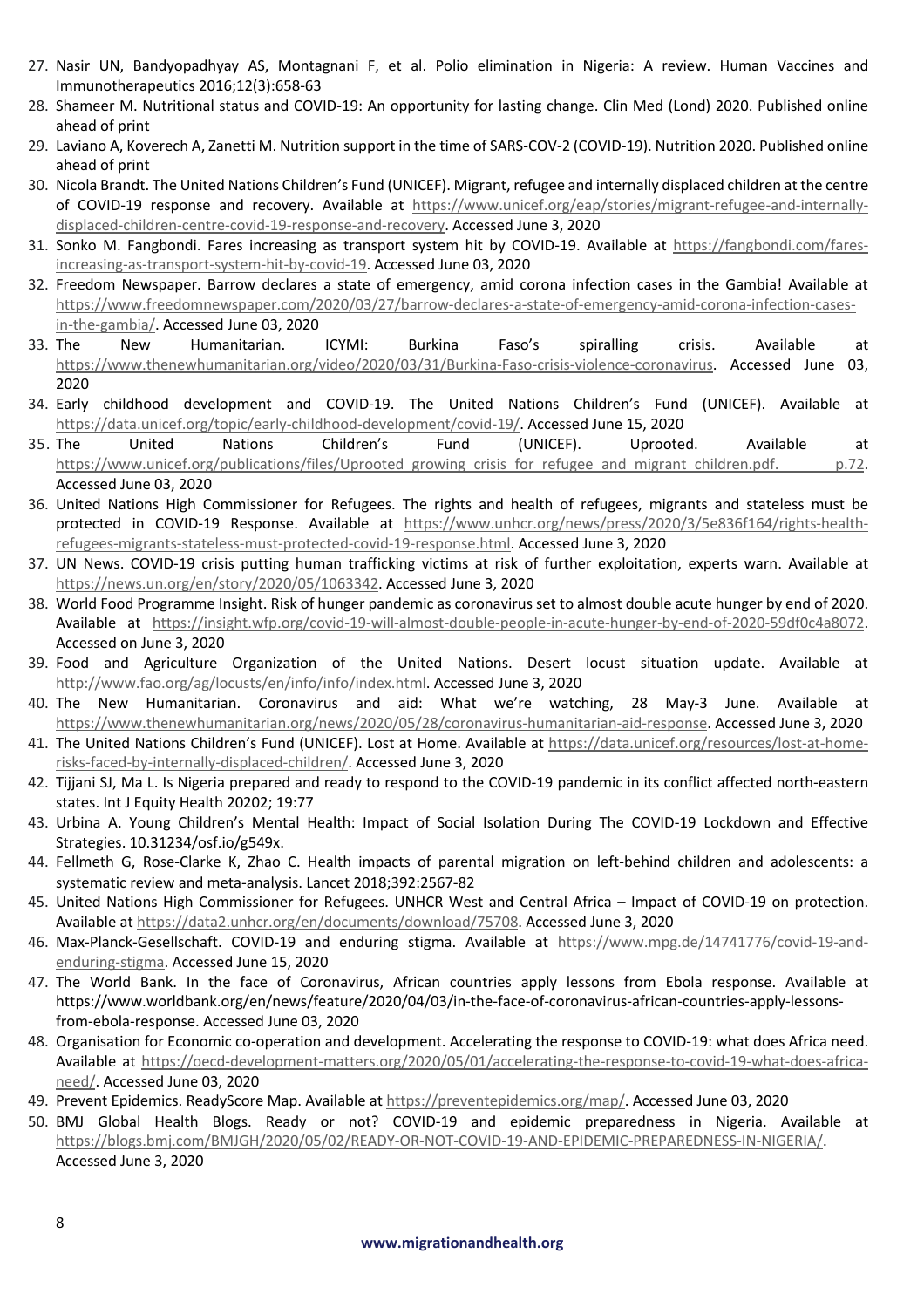27. Nasir UN, Bandyopadhyay AS, Montagnani F, et al. Polio elimination in Nigeria: A review. Human Vaccines and Immunotherapeutics 2016;12(3):658-63
28. Shameer M. Nutritional status and COVID-19: An opportunity for lasting change. Clin Med (Lond) 2020. Published online ahead of print
29. Laviano A, Koverech A, Zanetti M. Nutrition support in the time of SARS-COV-2 (COVID-19). Nutrition 2020. Published online ahead of print
30. Nicola Brandt. The United Nations Children's Fund (UNICEF). Migrant, refugee and internally displaced children at the centre of COVID-19 response and recovery. Available at https://www.unicef.org/eap/stories/migrant-refugee-and-internally-displaced-children-centre-covid-19-response-and-recovery. Accessed June 3, 2020
31. Sonko M. Fangbondi. Fares increasing as transport system hit by COVID-19. Available at https://fangbondi.com/fares-increasing-as-transport-system-hit-by-covid-19. Accessed June 03, 2020
32. Freedom Newspaper. Barrow declares a state of emergency, amid corona infection cases in the Gambia! Available at https://www.freedomnewspaper.com/2020/03/27/barrow-declares-a-state-of-emergency-amid-corona-infection-cases-in-the-gambia/. Accessed June 03, 2020
33. The New Humanitarian. ICYMI: Burkina Faso's spiralling crisis. Available at https://www.thenewhumanitarian.org/video/2020/03/31/Burkina-Faso-crisis-violence-coronavirus. Accessed June 03, 2020
34. Early childhood development and COVID-19. The United Nations Children's Fund (UNICEF). Available at https://data.unicef.org/topic/early-childhood-development/covid-19/. Accessed June 15, 2020
35. The United Nations Children's Fund (UNICEF). Uprooted. Available at https://www.unicef.org/publications/files/Uprooted_growing_crisis_for_refugee_and_migrant_children.pdf. p.72. Accessed June 03, 2020
36. United Nations High Commissioner for Refugees. The rights and health of refugees, migrants and stateless must be protected in COVID-19 Response. Available at https://www.unhcr.org/news/press/2020/3/5e836f164/rights-health-refugees-migrants-stateless-must-protected-covid-19-response.html. Accessed June 3, 2020
37. UN News. COVID-19 crisis putting human trafficking victims at risk of further exploitation, experts warn. Available at https://news.un.org/en/story/2020/05/1063342. Accessed June 3, 2020
38. World Food Programme Insight. Risk of hunger pandemic as coronavirus set to almost double acute hunger by end of 2020. Available at https://insight.wfp.org/covid-19-will-almost-double-people-in-acute-hunger-by-end-of-2020-59df0c4a8072. Accessed on June 3, 2020
39. Food and Agriculture Organization of the United Nations. Desert locust situation update. Available at http://www.fao.org/ag/locusts/en/info/info/index.html. Accessed June 3, 2020
40. The New Humanitarian. Coronavirus and aid: What we're watching, 28 May-3 June. Available at https://www.thenewhumanitarian.org/news/2020/05/28/coronavirus-humanitarian-aid-response. Accessed June 3, 2020
41. The United Nations Children's Fund (UNICEF). Lost at Home. Available at https://data.unicef.org/resources/lost-at-home-risks-faced-by-internally-displaced-children/. Accessed June 3, 2020
42. Tijjani SJ, Ma L. Is Nigeria prepared and ready to respond to the COVID-19 pandemic in its conflict affected north-eastern states. Int J Equity Health 20202; 19:77
43. Urbina A. Young Children's Mental Health: Impact of Social Isolation During The COVID-19 Lockdown and Effective Strategies. 10.31234/osf.io/g549x.
44. Fellmeth G, Rose-Clarke K, Zhao C. Health impacts of parental migration on left-behind children and adolescents: a systematic review and meta-analysis. Lancet 2018;392:2567-82
45. United Nations High Commissioner for Refugees. UNHCR West and Central Africa – Impact of COVID-19 on protection. Available at https://data2.unhcr.org/en/documents/download/75708. Accessed June 3, 2020
46. Max-Planck-Gesellschaft. COVID-19 and enduring stigma. Available at https://www.mpg.de/14741776/covid-19-and-enduring-stigma. Accessed June 15, 2020
47. The World Bank. In the face of Coronavirus, African countries apply lessons from Ebola response. Available at https://www.worldbank.org/en/news/feature/2020/04/03/in-the-face-of-coronavirus-african-countries-apply-lessons-from-ebola-response. Accessed June 03, 2020
48. Organisation for Economic co-operation and development. Accelerating the response to COVID-19: what does Africa need. Available at https://oecd-development-matters.org/2020/05/01/accelerating-the-response-to-covid-19-what-does-africa-need/. Accessed June 03, 2020
49. Prevent Epidemics. ReadyScore Map. Available at https://preventepidemics.org/map/. Accessed June 03, 2020
50. BMJ Global Health Blogs. Ready or not? COVID-19 and epidemic preparedness in Nigeria. Available at https://blogs.bmj.com/BMJGH/2020/05/02/READY-OR-NOT-COVID-19-AND-EPIDEMIC-PREPAREDNESS-IN-NIGERIA/. Accessed June 3, 2020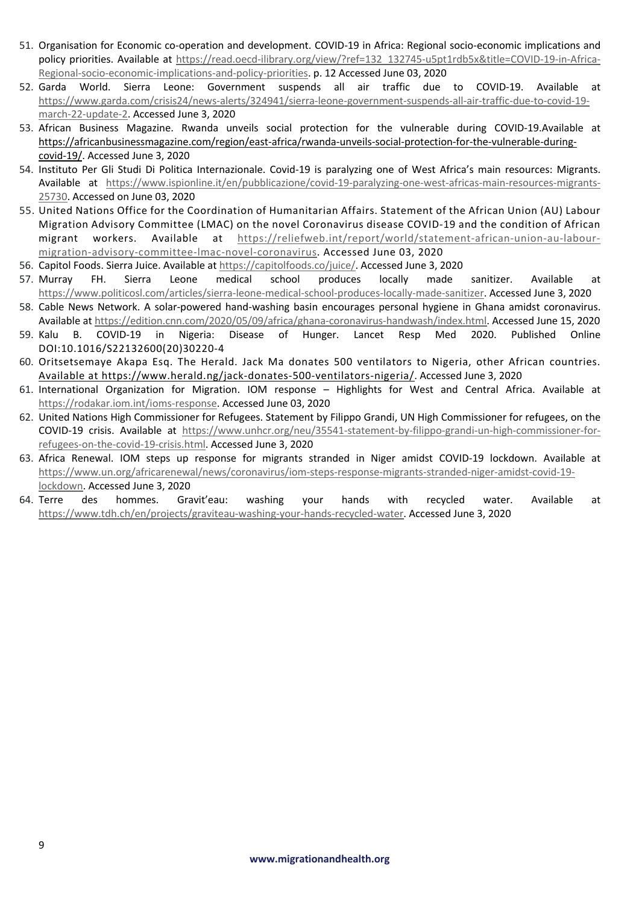51. Organisation for Economic co-operation and development. COVID-19 in Africa: Regional socio-economic implications and policy priorities. Available at https://read.oecd-ilibrary.org/view/?ref=132_132745-u5pt1rdb5x&title=COVID-19-in-Africa-Regional-socio-economic-implications-and-policy-priorities. p. 12 Accessed June 03, 2020
52. Garda World. Sierra Leone: Government suspends all air traffic due to COVID-19. Available at https://www.garda.com/crisis24/news-alerts/324941/sierra-leone-government-suspends-all-air-traffic-due-to-covid-19-march-22-update-2. Accessed June 3, 2020
53. African Business Magazine. Rwanda unveils social protection for the vulnerable during COVID-19.Available at https://africanbusinessmagazine.com/region/east-africa/rwanda-unveils-social-protection-for-the-vulnerable-during-covid-19/. Accessed June 3, 2020
54. Instituto Per Gli Studi Di Politica Internazionale. Covid-19 is paralyzing one of West Africa's main resources: Migrants. Available at https://www.ispionline.it/en/pubblicazione/covid-19-paralyzing-one-west-africas-main-resources-migrants-25730. Accessed on June 03, 2020
55. United Nations Office for the Coordination of Humanitarian Affairs. Statement of the African Union (AU) Labour Migration Advisory Committee (LMAC) on the novel Coronavirus disease COVID-19 and the condition of African migrant workers. Available at https://reliefweb.int/report/world/statement-african-union-au-labour-migration-advisory-committee-lmac-novel-coronavirus. Accessed June 03, 2020
56. Capitol Foods. Sierra Juice. Available at https://capitolfoods.co/juice/. Accessed June 3, 2020
57. Murray FH. Sierra Leone medical school produces locally made sanitizer. Available at https://www.politicosl.com/articles/sierra-leone-medical-school-produces-locally-made-sanitizer. Accessed June 3, 2020
58. Cable News Network. A solar-powered hand-washing basin encourages personal hygiene in Ghana amidst coronavirus. Available at https://edition.cnn.com/2020/05/09/africa/ghana-coronavirus-handwash/index.html. Accessed June 15, 2020
59. Kalu B. COVID-19 in Nigeria: Disease of Hunger. Lancet Resp Med 2020. Published Online DOI:10.1016/S22132600(20)30220-4
60. Oritsetsemaye Akapa Esq. The Herald. Jack Ma donates 500 ventilators to Nigeria, other African countries. Available at https://www.herald.ng/jack-donates-500-ventilators-nigeria/. Accessed June 3, 2020
61. International Organization for Migration. IOM response – Highlights for West and Central Africa. Available at https://rodakar.iom.int/ioms-response. Accessed June 03, 2020
62. United Nations High Commissioner for Refugees. Statement by Filippo Grandi, UN High Commissioner for refugees, on the COVID-19 crisis. Available at https://www.unhcr.org/neu/35541-statement-by-filippo-grandi-un-high-commissioner-for-refugees-on-the-covid-19-crisis.html. Accessed June 3, 2020
63. Africa Renewal. IOM steps up response for migrants stranded in Niger amidst COVID-19 lockdown. Available at https://www.un.org/africarenewal/news/coronavirus/iom-steps-response-migrants-stranded-niger-amidst-covid-19-lockdown. Accessed June 3, 2020
64. Terre des hommes. Gravit'eau: washing your hands with recycled water. Available at https://www.tdh.ch/en/projects/graviteau-washing-your-hands-recycled-water. Accessed June 3, 2020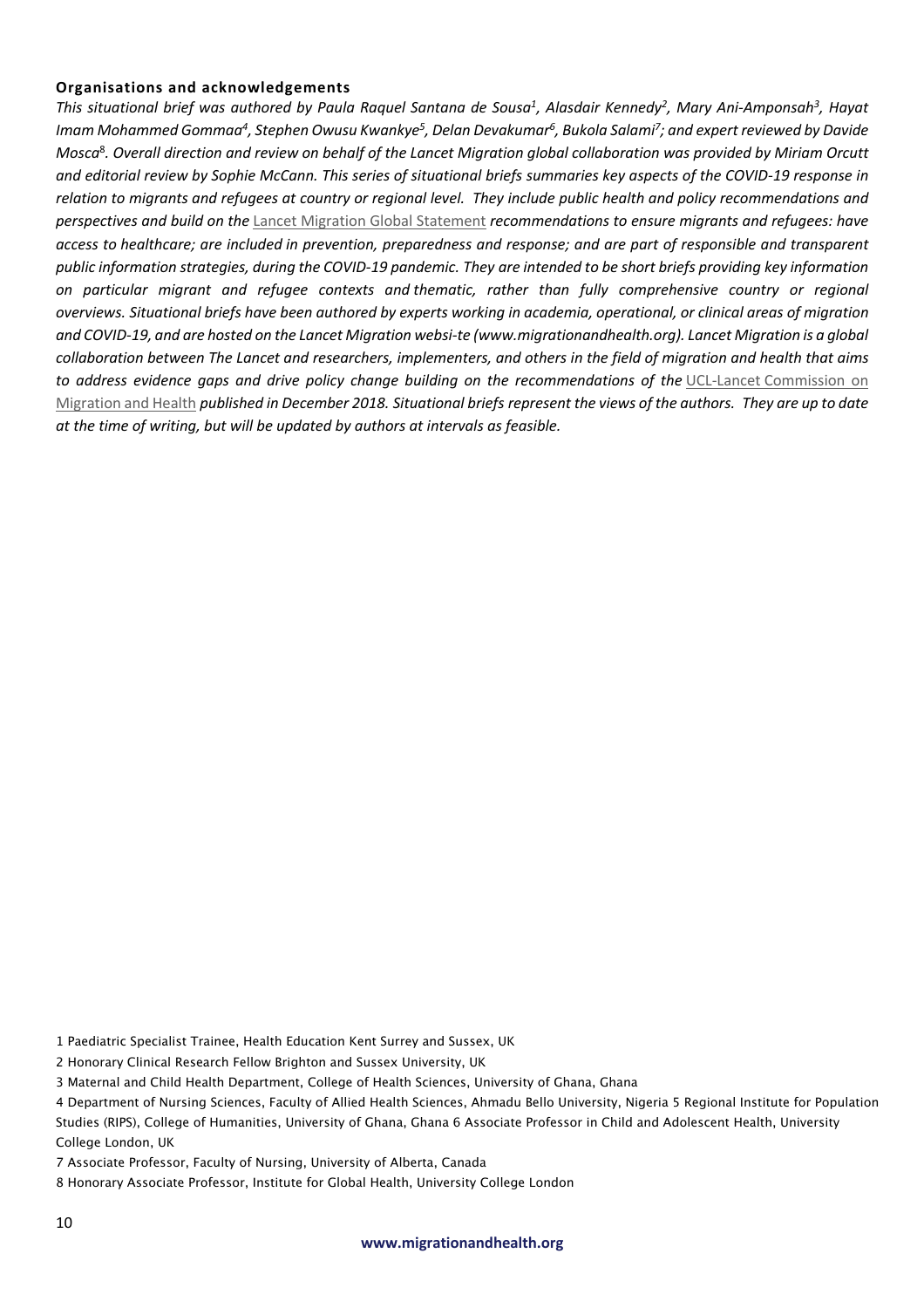**Organisations and acknowledgements**

*This situational brief was authored by Paula Raquel Santana de Sousa[1], Alasdair Kennedy[2], Mary Ani-Amponsah[3], Hayat Imam Mohammed Gommaa[4], Stephen Owusu Kwankye[5], Delan Devakumar[6], Bukola Salami[7]; and expert reviewed by Davide Mosca[8]. Overall direction and review on behalf of the Lancet Migration global collaboration was provided by Miriam Orcutt and editorial review by Sophie McCann. This series of situational briefs summaries key aspects of the COVID-19 response in relation to migrants and refugees at country or regional level. They include public health and policy recommendations and perspectives and build on the* Lancet Migration Global Statement *recommendations to ensure migrants and refugees: have access to healthcare; are included in prevention, preparedness and response; and are part of responsible and transparent public information strategies, during the COVID-19 pandemic. They are intended to be short briefs providing key information on particular migrant and refugee contexts and thematic, rather than fully comprehensive country or regional overviews. Situational briefs have been authored by experts working in academia, operational, or clinical areas of migration and COVID-19, and are hosted on the Lancet Migration websi-te (www.migrationandhealth.org). Lancet Migration is a global collaboration between The Lancet and researchers, implementers, and others in the field of migration and health that aims to address evidence gaps and drive policy change building on the recommendations of the* UCL-Lancet Commission on Migration and Health *published in December 2018. Situational briefs represent the views of the authors. They are up to date at the time of writing, but will be updated by authors at intervals as feasible.*

1 Paediatric Specialist Trainee, Health Education Kent Surrey and Sussex, UK

2 Honorary Clinical Research Fellow Brighton and Sussex University, UK

3 Maternal and Child Health Department, College of Health Sciences, University of Ghana, Ghana

4 Department of Nursing Sciences, Faculty of Allied Health Sciences, Ahmadu Bello University, Nigeria 5 Regional Institute for Population Studies (RIPS), College of Humanities, University of Ghana, Ghana 6 Associate Professor in Child and Adolescent Health, University College London, UK

7 Associate Professor, Faculty of Nursing, University of Alberta, Canada

8 Honorary Associate Professor, Institute for Global Health, University College London